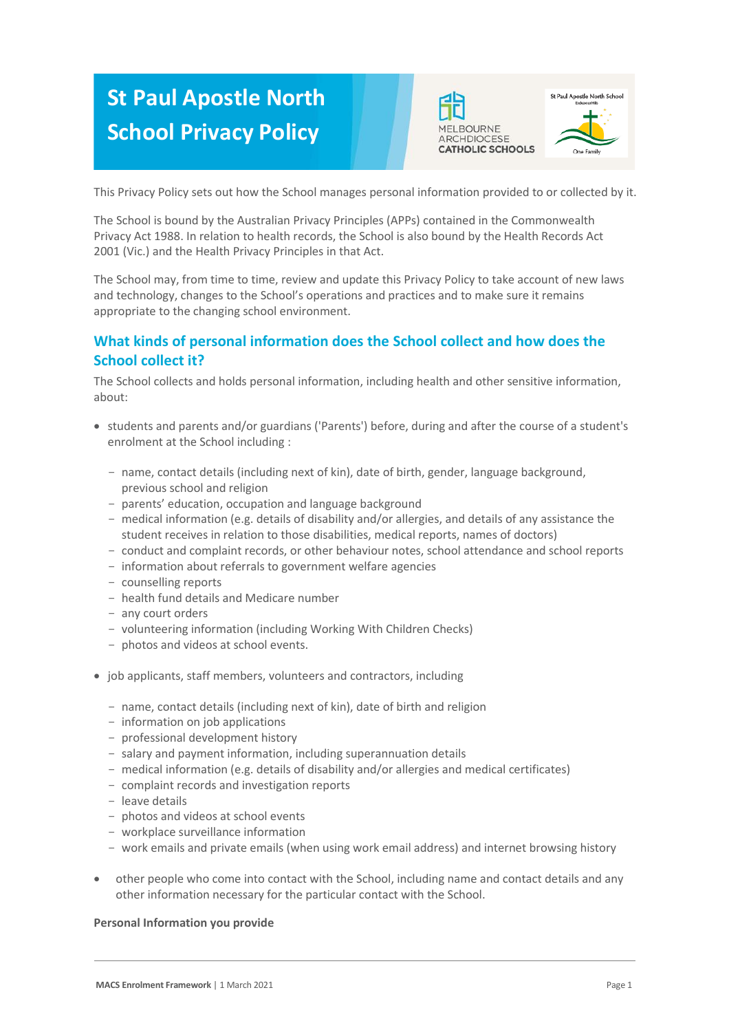# St Paul Apostle North School Privacy Policy

This Privacy Policy sets out how the School manages personal information provided to or collected by it.

The School is bound by the Australian Privacy Principles (APPs) contained in the Commonwealth Privacy Act 1988. In relation to health records, the School is also bound by the Health Records Act 2001 (Vic.) and the Health Privacy Principles in that Act.

The School may, from time to time, review and update this Privacy Policy to take account of new laws and technology, changes to the School's operations and practices and to make sure it remains appropriate to the changing school environment.

## What kinds of personal information does the School collect and how does the School collect it?

The School collects and holds personal information, including health and other sensitive information, about:

- students and parents and/or guardians ('Parents') before, during and after the course of a student's enrolment at the School including :
  - name, contact details (including next of kin), date of birth, gender, language background, previous school and religion
  - parents' education, occupation and language background
  - medical information (e.g. details of disability and/or allergies, and details of any assistance the student receives in relation to those disabilities, medical reports, names of doctors)
  - conduct and complaint records, or other behaviour notes, school attendance and school reports
  - information about referrals to government welfare agencies
  - counselling reports
  - health fund details and Medicare number
  - any court orders
  - volunteering information (including Working With Children Checks)
  - photos and videos at school events.
- job applicants, staff members, volunteers and contractors, including
  - name, contact details (including next of kin), date of birth and religion
  - information on job applications
  - professional development history
  - salary and payment information, including superannuation details
  - medical information (e.g. details of disability and/or allergies and medical certificates)
  - complaint records and investigation reports
  - leave details
  - photos and videos at school events
  - workplace surveillance information
  - work emails and private emails (when using work email address) and internet browsing history
- other people who come into contact with the School, including name and contact details and any other information necessary for the particular contact with the School.

**Personal Information you provide**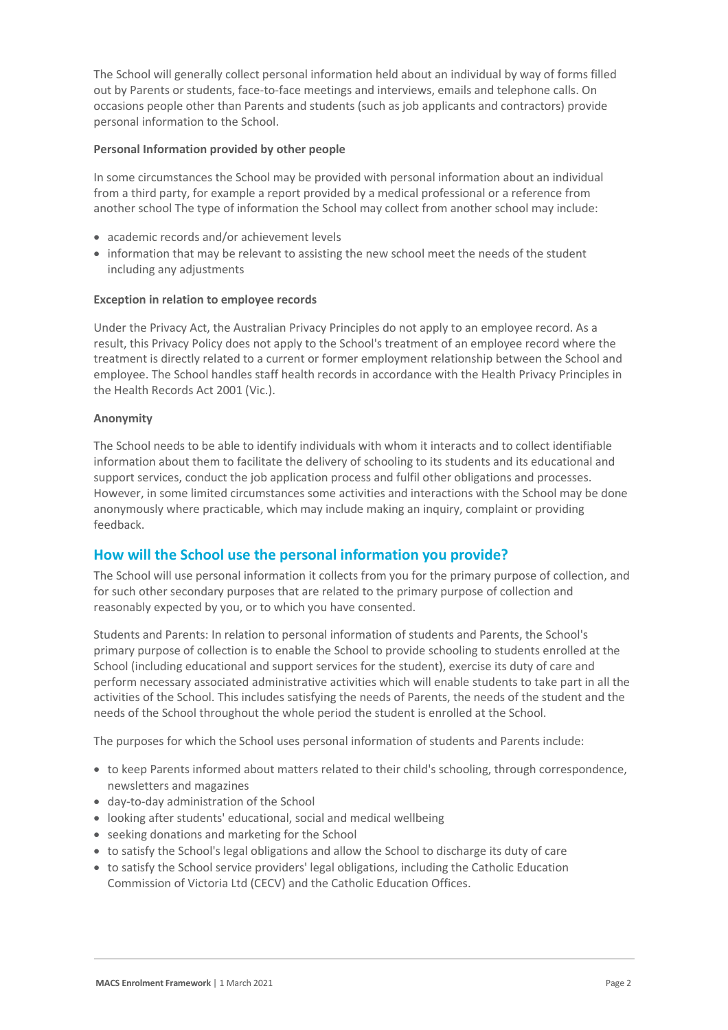The School will generally collect personal information held about an individual by way of forms filled out by Parents or students, face-to-face meetings and interviews, emails and telephone calls. On occasions people other than Parents and students (such as job applicants and contractors) provide personal information to the School.

**Personal Information provided by other people**

In some circumstances the School may be provided with personal information about an individual from a third party, for example a report provided by a medical professional or a reference from another school The type of information the School may collect from another school may include:

- academic records and/or achievement levels
- information that may be relevant to assisting the new school meet the needs of the student including any adjustments

**Exception in relation to employee records**

Under the Privacy Act, the Australian Privacy Principles do not apply to an employee record. As a result, this Privacy Policy does not apply to the School's treatment of an employee record where the treatment is directly related to a current or former employment relationship between the School and employee. The School handles staff health records in accordance with the Health Privacy Principles in the Health Records Act 2001 (Vic.).

**Anonymity**

The School needs to be able to identify individuals with whom it interacts and to collect identifiable information about them to facilitate the delivery of schooling to its students and its educational and support services, conduct the job application process and fulfil other obligations and processes. However, in some limited circumstances some activities and interactions with the School may be done anonymously where practicable, which may include making an inquiry, complaint or providing feedback.

## How will the School use the personal information you provide?

The School will use personal information it collects from you for the primary purpose of collection, and for such other secondary purposes that are related to the primary purpose of collection and reasonably expected by you, or to which you have consented.

Students and Parents: In relation to personal information of students and Parents, the School's primary purpose of collection is to enable the School to provide schooling to students enrolled at the School (including educational and support services for the student), exercise its duty of care and perform necessary associated administrative activities which will enable students to take part in all the activities of the School. This includes satisfying the needs of Parents, the needs of the student and the needs of the School throughout the whole period the student is enrolled at the School.

The purposes for which the School uses personal information of students and Parents include:

- to keep Parents informed about matters related to their child's schooling, through correspondence, newsletters and magazines
- day-to-day administration of the School
- looking after students' educational, social and medical wellbeing
- seeking donations and marketing for the School
- to satisfy the School's legal obligations and allow the School to discharge its duty of care
- to satisfy the School service providers' legal obligations, including the Catholic Education Commission of Victoria Ltd (CECV) and the Catholic Education Offices.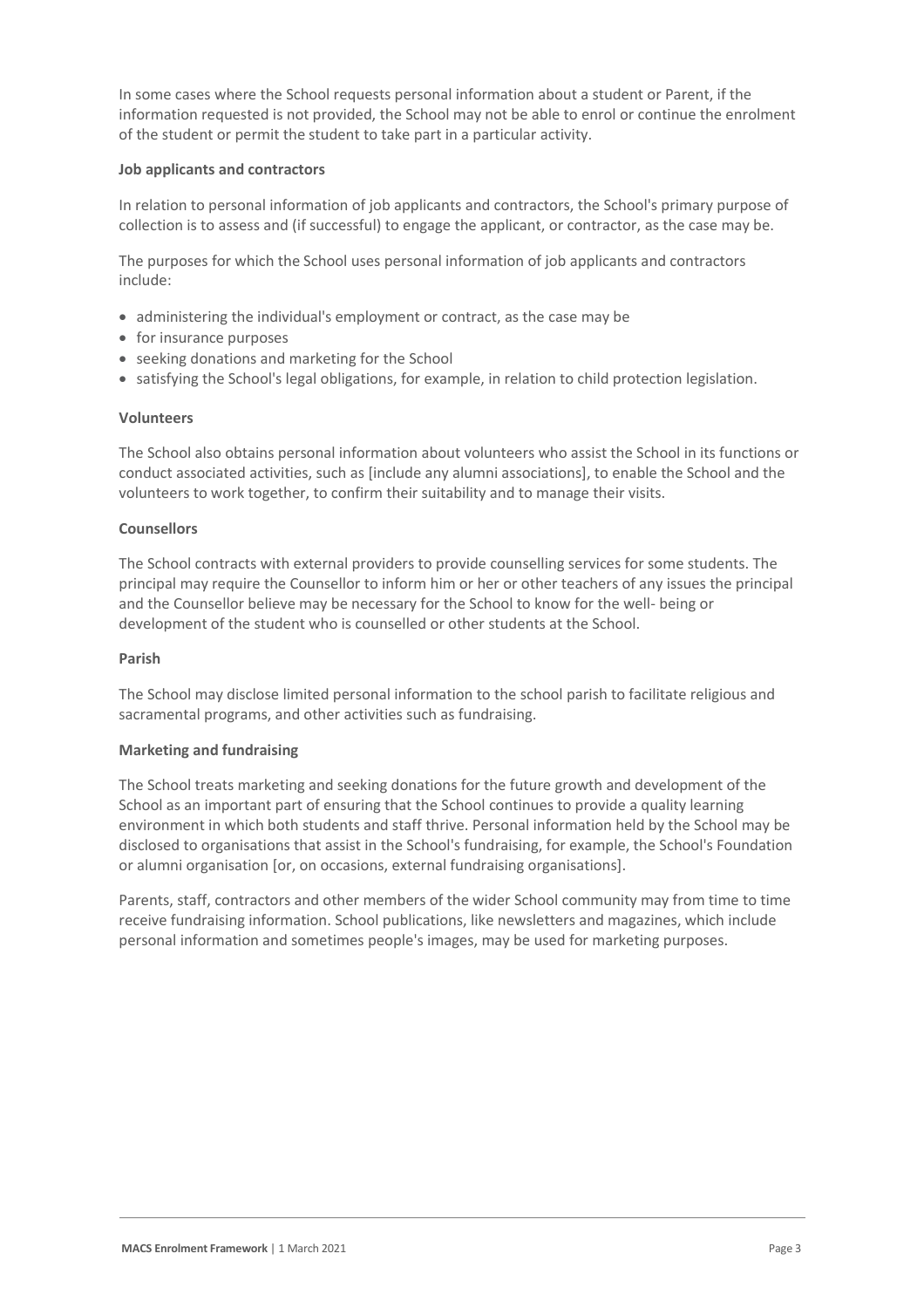In some cases where the School requests personal information about a student or Parent, if the information requested is not provided, the School may not be able to enrol or continue the enrolment of the student or permit the student to take part in a particular activity.

**Job applicants and contractors**

In relation to personal information of job applicants and contractors, the School's primary purpose of collection is to assess and (if successful) to engage the applicant, or contractor, as the case may be.

The purposes for which the School uses personal information of job applicants and contractors include:

- administering the individual's employment or contract, as the case may be
- for insurance purposes
- seeking donations and marketing for the School
- satisfying the School's legal obligations, for example, in relation to child protection legislation.

**Volunteers**

The School also obtains personal information about volunteers who assist the School in its functions or conduct associated activities, such as [include any alumni associations], to enable the School and the volunteers to work together, to confirm their suitability and to manage their visits.

**Counsellors**

The School contracts with external providers to provide counselling services for some students. The principal may require the Counsellor to inform him or her or other teachers of any issues the principal and the Counsellor believe may be necessary for the School to know for the well- being or development of the student who is counselled or other students at the School.

**Parish**

The School may disclose limited personal information to the school parish to facilitate religious and sacramental programs, and other activities such as fundraising.

**Marketing and fundraising**

The School treats marketing and seeking donations for the future growth and development of the School as an important part of ensuring that the School continues to provide a quality learning environment in which both students and staff thrive. Personal information held by the School may be disclosed to organisations that assist in the School's fundraising, for example, the School's Foundation or alumni organisation [or, on occasions, external fundraising organisations].

Parents, staff, contractors and other members of the wider School community may from time to time receive fundraising information. School publications, like newsletters and magazines, which include personal information and sometimes people's images, may be used for marketing purposes.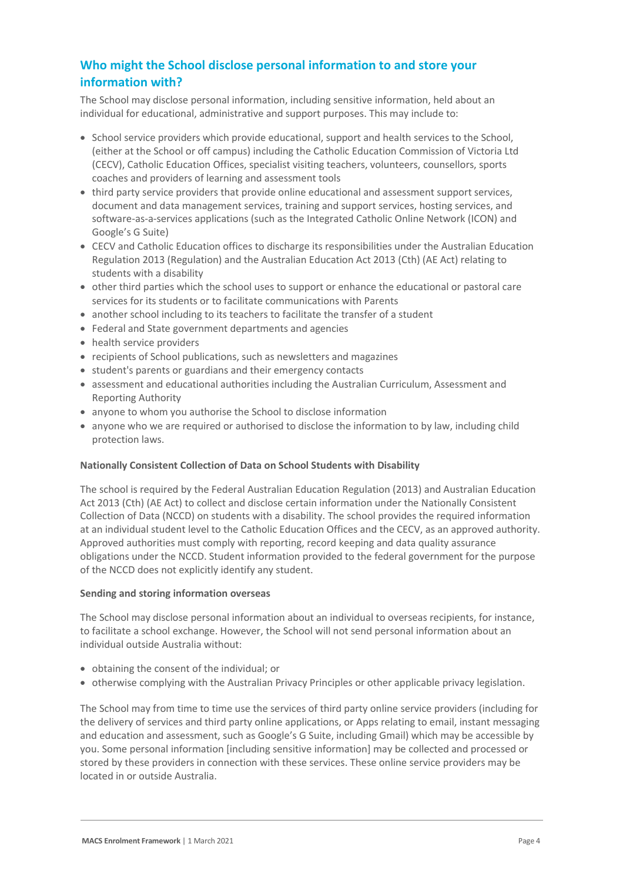## Who might the School disclose personal information to and store your information with?

The School may disclose personal information, including sensitive information, held about an individual for educational, administrative and support purposes. This may include to:

- School service providers which provide educational, support and health services to the School, (either at the School or off campus) including the Catholic Education Commission of Victoria Ltd (CECV), Catholic Education Offices, specialist visiting teachers, volunteers, counsellors, sports coaches and providers of learning and assessment tools
- third party service providers that provide online educational and assessment support services, document and data management services, training and support services, hosting services, and software-as-a-services applications (such as the Integrated Catholic Online Network (ICON) and Google's G Suite)
- CECV and Catholic Education offices to discharge its responsibilities under the Australian Education Regulation 2013 (Regulation) and the Australian Education Act 2013 (Cth) (AE Act) relating to students with a disability
- other third parties which the school uses to support or enhance the educational or pastoral care services for its students or to facilitate communications with Parents
- another school including to its teachers to facilitate the transfer of a student
- Federal and State government departments and agencies
- health service providers
- recipients of School publications, such as newsletters and magazines
- student's parents or guardians and their emergency contacts
- assessment and educational authorities including the Australian Curriculum, Assessment and Reporting Authority
- anyone to whom you authorise the School to disclose information
- anyone who we are required or authorised to disclose the information to by law, including child protection laws.

**Nationally Consistent Collection of Data on School Students with Disability**

The school is required by the Federal Australian Education Regulation (2013) and Australian Education Act 2013 (Cth) (AE Act) to collect and disclose certain information under the Nationally Consistent Collection of Data (NCCD) on students with a disability. The school provides the required information at an individual student level to the Catholic Education Offices and the CECV, as an approved authority. Approved authorities must comply with reporting, record keeping and data quality assurance obligations under the NCCD. Student information provided to the federal government for the purpose of the NCCD does not explicitly identify any student.

**Sending and storing information overseas**

The School may disclose personal information about an individual to overseas recipients, for instance, to facilitate a school exchange. However, the School will not send personal information about an individual outside Australia without:

- obtaining the consent of the individual; or
- otherwise complying with the Australian Privacy Principles or other applicable privacy legislation.

The School may from time to time use the services of third party online service providers (including for the delivery of services and third party online applications, or Apps relating to email, instant messaging and education and assessment, such as Google's G Suite, including Gmail) which may be accessible by you. Some personal information [including sensitive information] may be collected and processed or stored by these providers in connection with these services. These online service providers may be located in or outside Australia.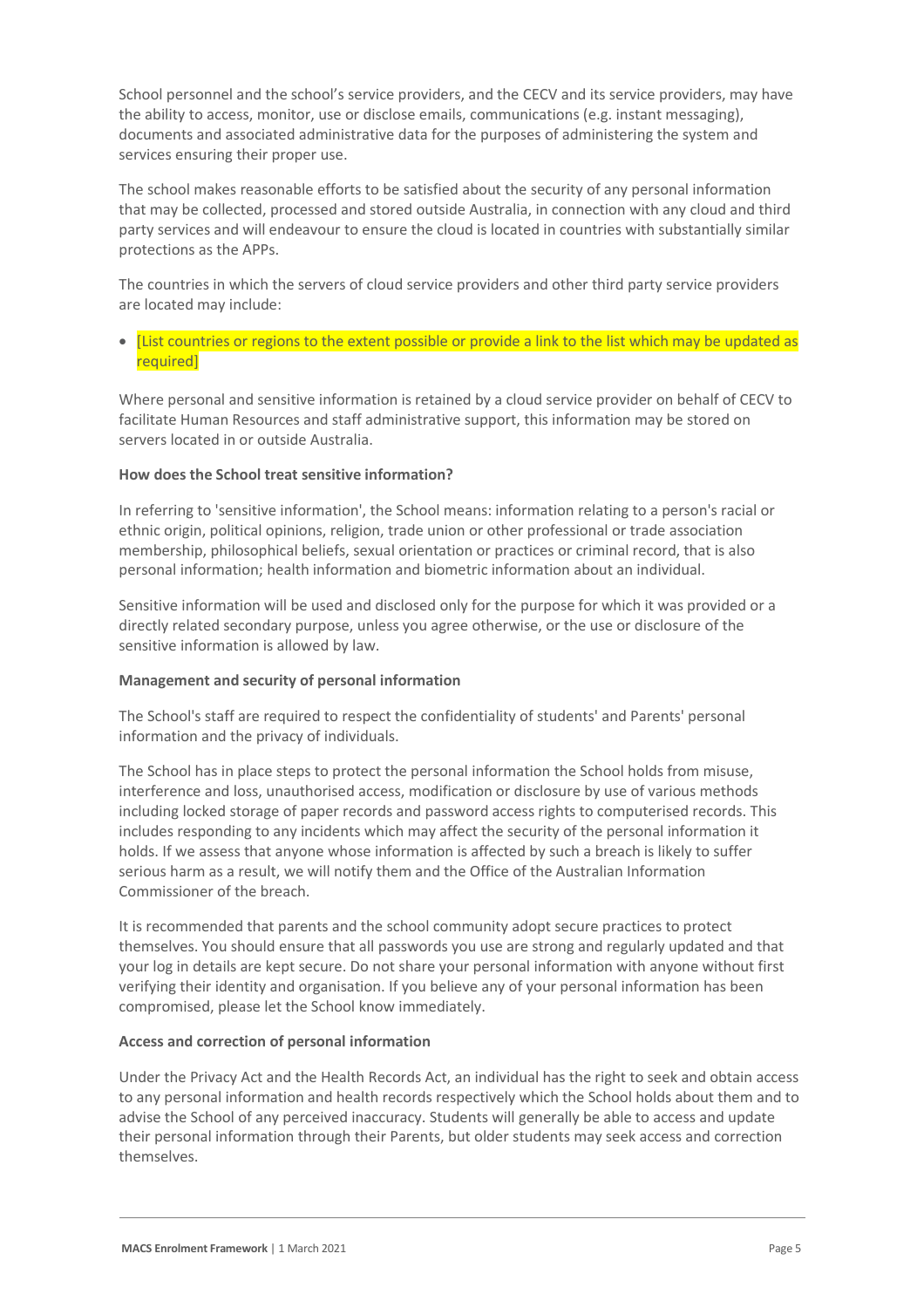School personnel and the school's service providers, and the CECV and its service providers, may have the ability to access, monitor, use or disclose emails, communications (e.g. instant messaging), documents and associated administrative data for the purposes of administering the system and services ensuring their proper use.

The school makes reasonable efforts to be satisfied about the security of any personal information that may be collected, processed and stored outside Australia, in connection with any cloud and third party services and will endeavour to ensure the cloud is located in countries with substantially similar protections as the APPs.

The countries in which the servers of cloud service providers and other third party service providers are located may include:

- [List countries or regions to the extent possible or provide a link to the list which may be updated as required]

Where personal and sensitive information is retained by a cloud service provider on behalf of CECV to facilitate Human Resources and staff administrative support, this information may be stored on servers located in or outside Australia.

**How does the School treat sensitive information?**

In referring to 'sensitive information', the School means: information relating to a person's racial or ethnic origin, political opinions, religion, trade union or other professional or trade association membership, philosophical beliefs, sexual orientation or practices or criminal record, that is also personal information; health information and biometric information about an individual.

Sensitive information will be used and disclosed only for the purpose for which it was provided or a directly related secondary purpose, unless you agree otherwise, or the use or disclosure of the sensitive information is allowed by law.

**Management and security of personal information**

The School's staff are required to respect the confidentiality of students' and Parents' personal information and the privacy of individuals.

The School has in place steps to protect the personal information the School holds from misuse, interference and loss, unauthorised access, modification or disclosure by use of various methods including locked storage of paper records and password access rights to computerised records. This includes responding to any incidents which may affect the security of the personal information it holds. If we assess that anyone whose information is affected by such a breach is likely to suffer serious harm as a result, we will notify them and the Office of the Australian Information Commissioner of the breach.

It is recommended that parents and the school community adopt secure practices to protect themselves. You should ensure that all passwords you use are strong and regularly updated and that your log in details are kept secure. Do not share your personal information with anyone without first verifying their identity and organisation. If you believe any of your personal information has been compromised, please let the School know immediately.

**Access and correction of personal information**

Under the Privacy Act and the Health Records Act, an individual has the right to seek and obtain access to any personal information and health records respectively which the School holds about them and to advise the School of any perceived inaccuracy. Students will generally be able to access and update their personal information through their Parents, but older students may seek access and correction themselves.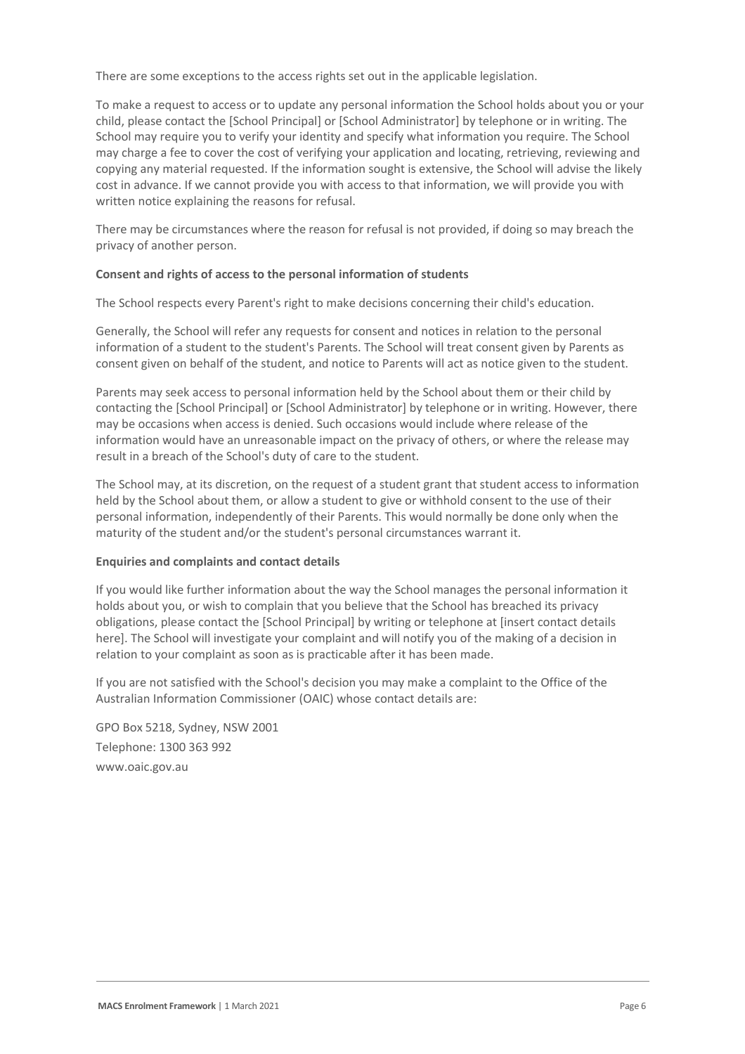There are some exceptions to the access rights set out in the applicable legislation.

To make a request to access or to update any personal information the School holds about you or your child, please contact the [School Principal] or [School Administrator] by telephone or in writing. The School may require you to verify your identity and specify what information you require. The School may charge a fee to cover the cost of verifying your application and locating, retrieving, reviewing and copying any material requested. If the information sought is extensive, the School will advise the likely cost in advance. If we cannot provide you with access to that information, we will provide you with written notice explaining the reasons for refusal.

There may be circumstances where the reason for refusal is not provided, if doing so may breach the privacy of another person.

**Consent and rights of access to the personal information of students**

The School respects every Parent's right to make decisions concerning their child's education.

Generally, the School will refer any requests for consent and notices in relation to the personal information of a student to the student's Parents. The School will treat consent given by Parents as consent given on behalf of the student, and notice to Parents will act as notice given to the student.

Parents may seek access to personal information held by the School about them or their child by contacting the [School Principal] or [School Administrator] by telephone or in writing. However, there may be occasions when access is denied. Such occasions would include where release of the information would have an unreasonable impact on the privacy of others, or where the release may result in a breach of the School's duty of care to the student.

The School may, at its discretion, on the request of a student grant that student access to information held by the School about them, or allow a student to give or withhold consent to the use of their personal information, independently of their Parents. This would normally be done only when the maturity of the student and/or the student's personal circumstances warrant it.

**Enquiries and complaints and contact details**

If you would like further information about the way the School manages the personal information it holds about you, or wish to complain that you believe that the School has breached its privacy obligations, please contact the [School Principal] by writing or telephone at [insert contact details here]. The School will investigate your complaint and will notify you of the making of a decision in relation to your complaint as soon as is practicable after it has been made.

If you are not satisfied with the School's decision you may make a complaint to the Office of the Australian Information Commissioner (OAIC) whose contact details are:

GPO Box 5218, Sydney, NSW 2001
Telephone: 1300 363 992
www.oaic.gov.au